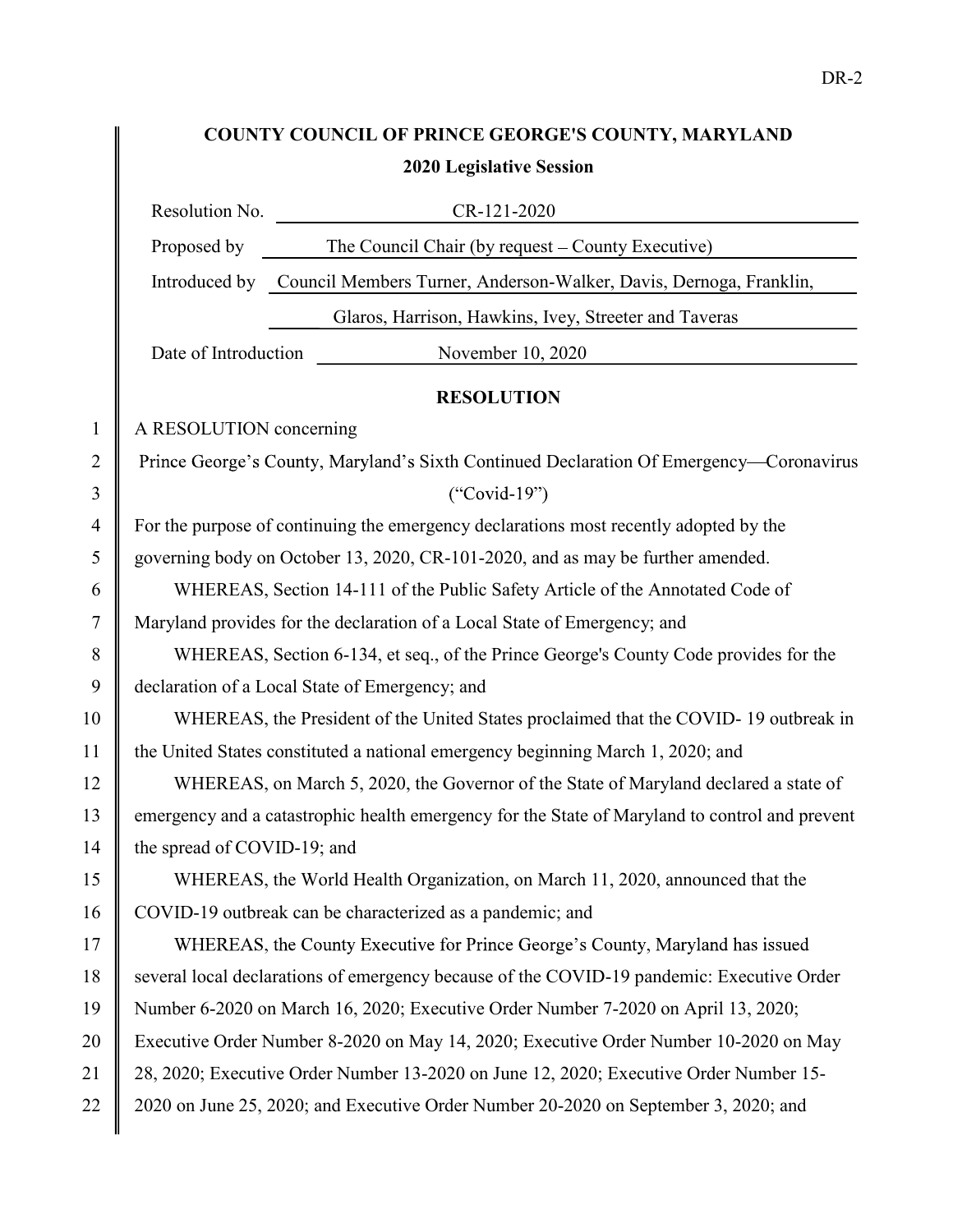**COUNTY COUNCIL OF PRINCE GEORGE'S COUNTY, MARYLAND**

**2020 Legislative Session**

| | |
|---|---|
| Resolution No. | CR-121-2020 |
| Proposed by | The Council Chair (by request – County Executive) |
| Introduced by | Council Members Turner, Anderson-Walker, Davis, Dernoga, Franklin, Glaros, Harrison, Hawkins, Ivey, Streeter and Taveras |
| Date of Introduction | November 10, 2020 |

**RESOLUTION**

A RESOLUTION concerning

Prince George's County, Maryland's Sixth Continued Declaration Of Emergency—Coronavirus ("Covid-19")

For the purpose of continuing the emergency declarations most recently adopted by the governing body on October 13, 2020, CR-101-2020, and as may be further amended.

WHEREAS, Section 14-111 of the Public Safety Article of the Annotated Code of Maryland provides for the declaration of a Local State of Emergency; and

WHEREAS, Section 6-134, et seq., of the Prince George's County Code provides for the declaration of a Local State of Emergency; and

WHEREAS, the President of the United States proclaimed that the COVID- 19 outbreak in the United States constituted a national emergency beginning March 1, 2020; and

WHEREAS, on March 5, 2020, the Governor of the State of Maryland declared a state of emergency and a catastrophic health emergency for the State of Maryland to control and prevent the spread of COVID-19; and

WHEREAS, the World Health Organization, on March 11, 2020, announced that the COVID-19 outbreak can be characterized as a pandemic; and

WHEREAS, the County Executive for Prince George's County, Maryland has issued several local declarations of emergency because of the COVID-19 pandemic: Executive Order Number 6-2020 on March 16, 2020; Executive Order Number 7-2020 on April 13, 2020; Executive Order Number 8-2020 on May 14, 2020; Executive Order Number 10-2020 on May 28, 2020; Executive Order Number 13-2020 on June 12, 2020; Executive Order Number 15-2020 on June 25, 2020; and Executive Order Number 20-2020 on September 3, 2020; and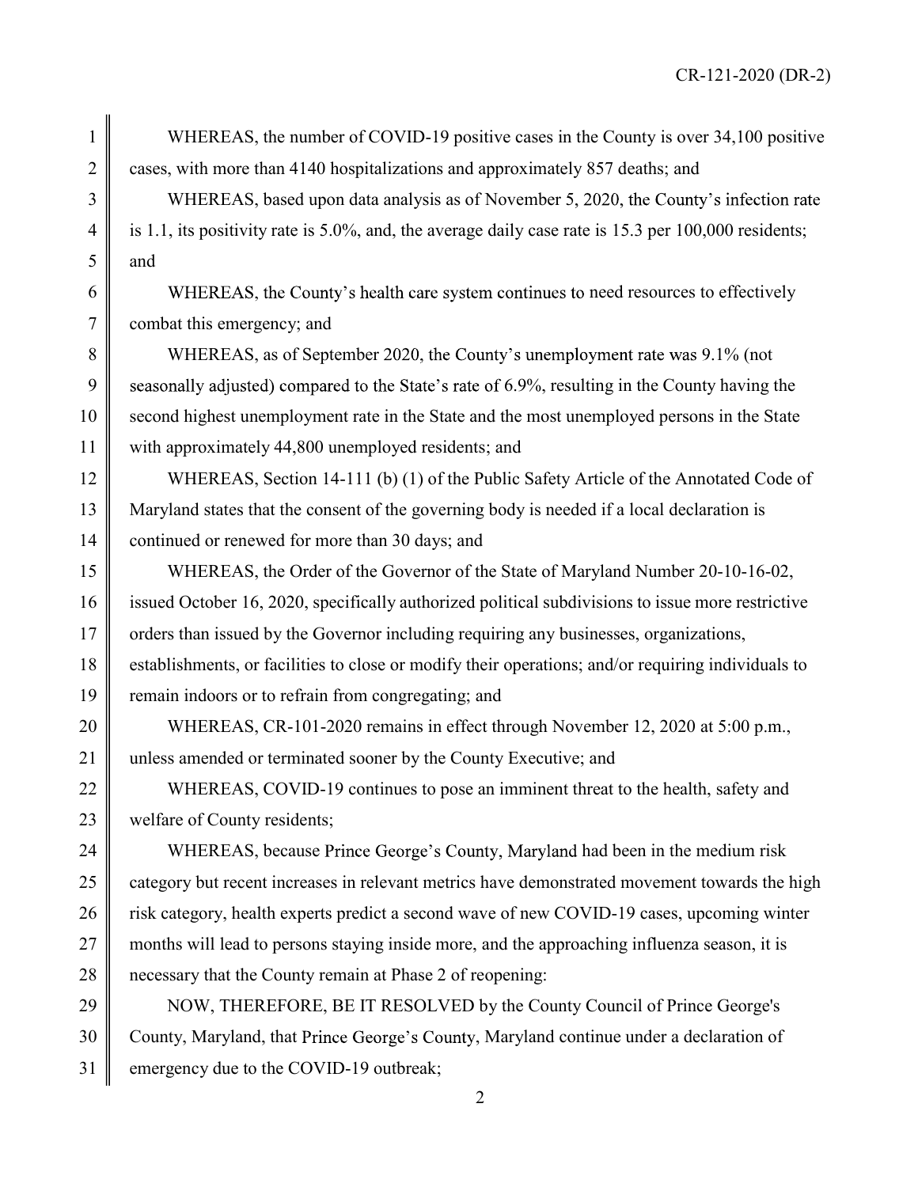WHEREAS, the number of COVID-19 positive cases in the County is over 34,100 positive cases, with more than 4140 hospitalizations and approximately 857 deaths; and

WHEREAS, based upon data analysis as of November 5, 2020, the County's infection rate is 1.1, its positivity rate is 5.0%, and, the average daily case rate is 15.3 per 100,000 residents; and

WHEREAS, the County's health care system continues to need resources to effectively combat this emergency; and

WHEREAS, as of September 2020, the County's unemployment rate was 9.1% (not seasonally adjusted) compared to the State's rate of 6.9%, resulting in the County having the second highest unemployment rate in the State and the most unemployed persons in the State with approximately 44,800 unemployed residents; and

WHEREAS, Section 14-111 (b) (1) of the Public Safety Article of the Annotated Code of Maryland states that the consent of the governing body is needed if a local declaration is continued or renewed for more than 30 days; and

WHEREAS, the Order of the Governor of the State of Maryland Number 20-10-16-02, issued October 16, 2020, specifically authorized political subdivisions to issue more restrictive orders than issued by the Governor including requiring any businesses, organizations, establishments, or facilities to close or modify their operations; and/or requiring individuals to remain indoors or to refrain from congregating; and

WHEREAS, CR-101-2020 remains in effect through November 12, 2020 at 5:00 p.m., unless amended or terminated sooner by the County Executive; and

WHEREAS, COVID-19 continues to pose an imminent threat to the health, safety and welfare of County residents;

WHEREAS, because Prince George's County, Maryland had been in the medium risk category but recent increases in relevant metrics have demonstrated movement towards the high risk category, health experts predict a second wave of new COVID-19 cases, upcoming winter months will lead to persons staying inside more, and the approaching influenza season, it is necessary that the County remain at Phase 2 of reopening:

NOW, THEREFORE, BE IT RESOLVED by the County Council of Prince George's County, Maryland, that Prince George's County, Maryland continue under a declaration of emergency due to the COVID-19 outbreak;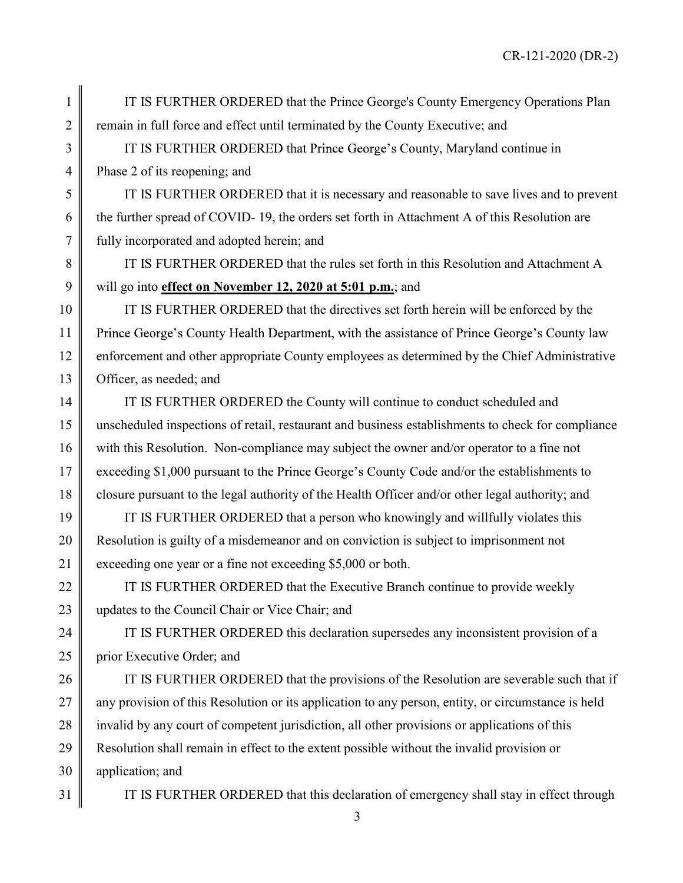IT IS FURTHER ORDERED that the Prince George's County Emergency Operations Plan remain in full force and effect until terminated by the County Executive; and

IT IS FURTHER ORDERED that Prince George's County, Maryland continue in Phase 2 of its reopening; and

IT IS FURTHER ORDERED that it is necessary and reasonable to save lives and to prevent the further spread of COVID- 19, the orders set forth in Attachment A of this Resolution are fully incorporated and adopted herein; and

IT IS FURTHER ORDERED that the rules set forth in this Resolution and Attachment A will go into **effect on November 12, 2020 at 5:01 p.m.**; and

IT IS FURTHER ORDERED that the directives set forth herein will be enforced by the Prince George's County Health Department, with the assistance of Prince George's County law enforcement and other appropriate County employees as determined by the Chief Administrative Officer, as needed; and

IT IS FURTHER ORDERED the County will continue to conduct scheduled and unscheduled inspections of retail, restaurant and business establishments to check for compliance with this Resolution. Non-compliance may subject the owner and/or operator to a fine not exceeding $1,000 pursuant to the Prince George's County Code and/or the establishments to closure pursuant to the legal authority of the Health Officer and/or other legal authority; and

IT IS FURTHER ORDERED that a person who knowingly and willfully violates this Resolution is guilty of a misdemeanor and on conviction is subject to imprisonment not exceeding one year or a fine not exceeding $5,000 or both.

IT IS FURTHER ORDERED that the Executive Branch continue to provide weekly updates to the Council Chair or Vice Chair; and

IT IS FURTHER ORDERED this declaration supersedes any inconsistent provision of a prior Executive Order; and

IT IS FURTHER ORDERED that the provisions of the Resolution are severable such that if any provision of this Resolution or its application to any person, entity, or circumstance is held invalid by any court of competent jurisdiction, all other provisions or applications of this Resolution shall remain in effect to the extent possible without the invalid provision or application; and

IT IS FURTHER ORDERED that this declaration of emergency shall stay in effect through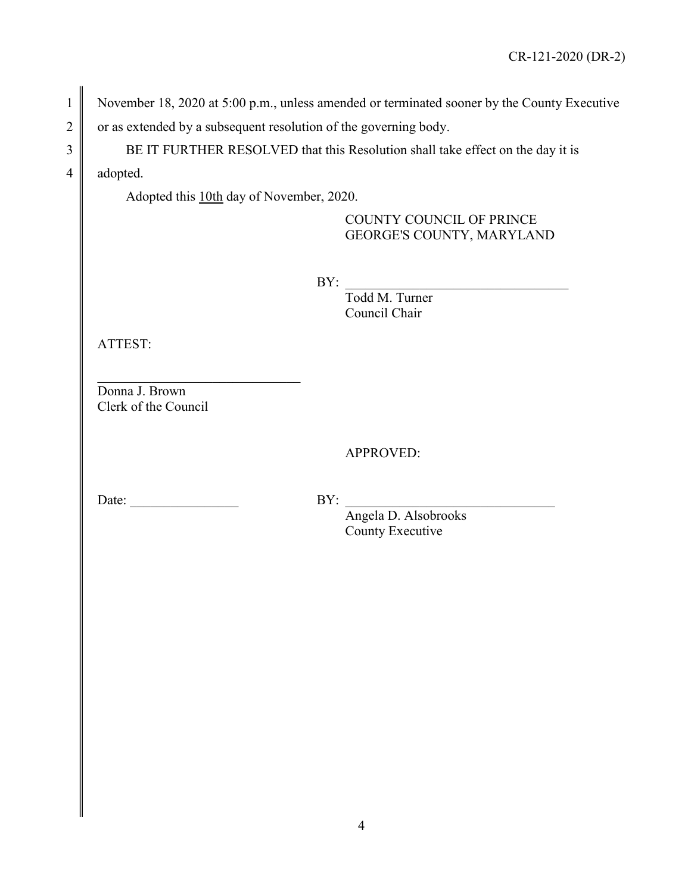November 18, 2020 at 5:00 p.m., unless amended or terminated sooner by the County Executive or as extended by a subsequent resolution of the governing body.

BE IT FURTHER RESOLVED that this Resolution shall take effect on the day it is adopted.

Adopted this 10th day of November, 2020.

COUNTY COUNCIL OF PRINCE GEORGE'S COUNTY, MARYLAND

BY: ______________________________
Todd M. Turner
Council Chair

ATTEST:

______________________________
Donna J. Brown
Clerk of the Council

APPROVED:

Date: ________________

BY: ______________________________
Angela D. Alsobrooks
County Executive